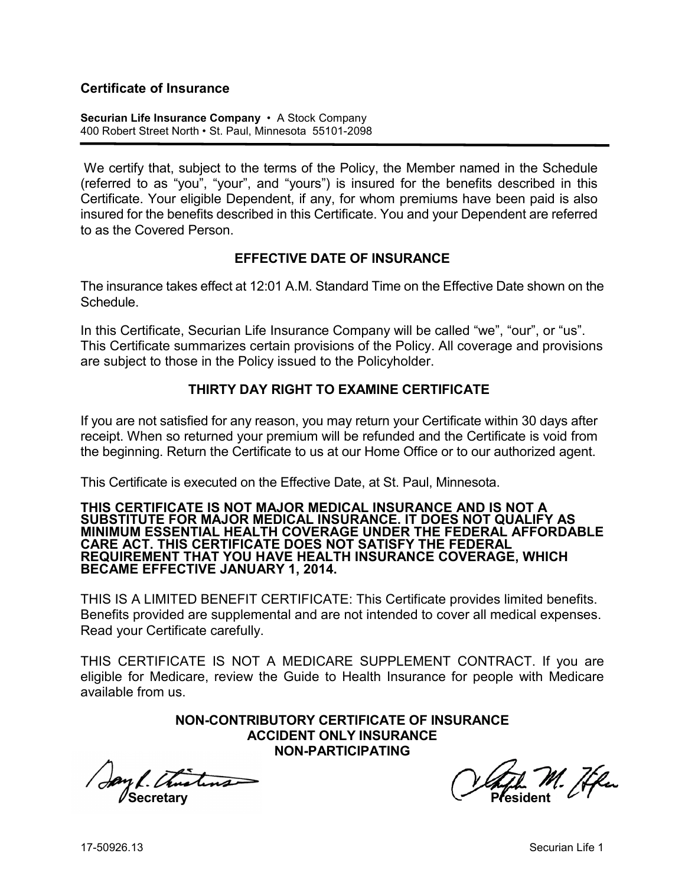# Certificate of Insurance

**Securian Life Insurance Company** • A Stock Company
400 Robert Street North • St. Paul, Minnesota 55101-2098

We certify that, subject to the terms of the Policy, the Member named in the Schedule (referred to as "you", "your", and "yours") is insured for the benefits described in this Certificate. Your eligible Dependent, if any, for whom premiums have been paid is also insured for the benefits described in this Certificate. You and your Dependent are referred to as the Covered Person.

## EFFECTIVE DATE OF INSURANCE

The insurance takes effect at 12:01 A.M. Standard Time on the Effective Date shown on the Schedule.

In this Certificate, Securian Life Insurance Company will be called "we", "our", or "us". This Certificate summarizes certain provisions of the Policy. All coverage and provisions are subject to those in the Policy issued to the Policyholder.

## THIRTY DAY RIGHT TO EXAMINE CERTIFICATE

If you are not satisfied for any reason, you may return your Certificate within 30 days after receipt. When so returned your premium will be refunded and the Certificate is void from the beginning. Return the Certificate to us at our Home Office or to our authorized agent.

This Certificate is executed on the Effective Date, at St. Paul, Minnesota.

**THIS CERTIFICATE IS NOT MAJOR MEDICAL INSURANCE AND IS NOT A SUBSTITUTE FOR MAJOR MEDICAL INSURANCE. IT DOES NOT QUALIFY AS MINIMUM ESSENTIAL HEALTH COVERAGE UNDER THE FEDERAL AFFORDABLE CARE ACT. THIS CERTIFICATE DOES NOT SATISFY THE FEDERAL REQUIREMENT THAT YOU HAVE HEALTH INSURANCE COVERAGE, WHICH BECAME EFFECTIVE JANUARY 1, 2014.**

THIS IS A LIMITED BENEFIT CERTIFICATE: This Certificate provides limited benefits. Benefits provided are supplemental and are not intended to cover all medical expenses. Read your Certificate carefully.

THIS CERTIFICATE IS NOT A MEDICARE SUPPLEMENT CONTRACT. If you are eligible for Medicare, review the Guide to Health Insurance for people with Medicare available from us.

**NON-CONTRIBUTORY CERTIFICATE OF INSURANCE**
**ACCIDENT ONLY INSURANCE**
**NON-PARTICIPATING**

**Secretary** | **President**

17-50926.13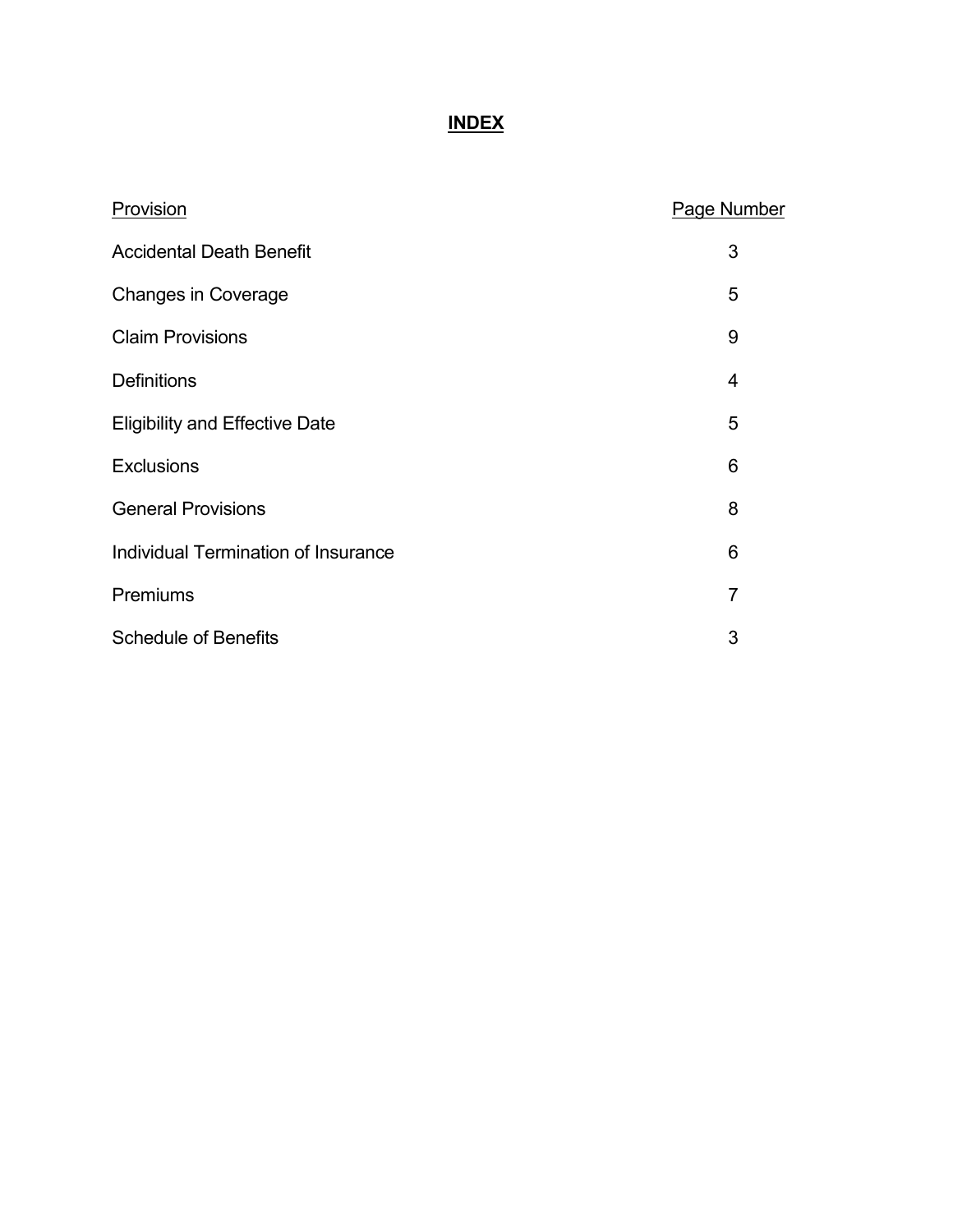# INDEX

| Provision | Page Number |
| --- | --- |
| Accidental Death Benefit | 3 |
| Changes in Coverage | 5 |
| Claim Provisions | 9 |
| Definitions | 4 |
| Eligibility and Effective Date | 5 |
| Exclusions | 6 |
| General Provisions | 8 |
| Individual Termination of Insurance | 6 |
| Premiums | 7 |
| Schedule of Benefits | 3 |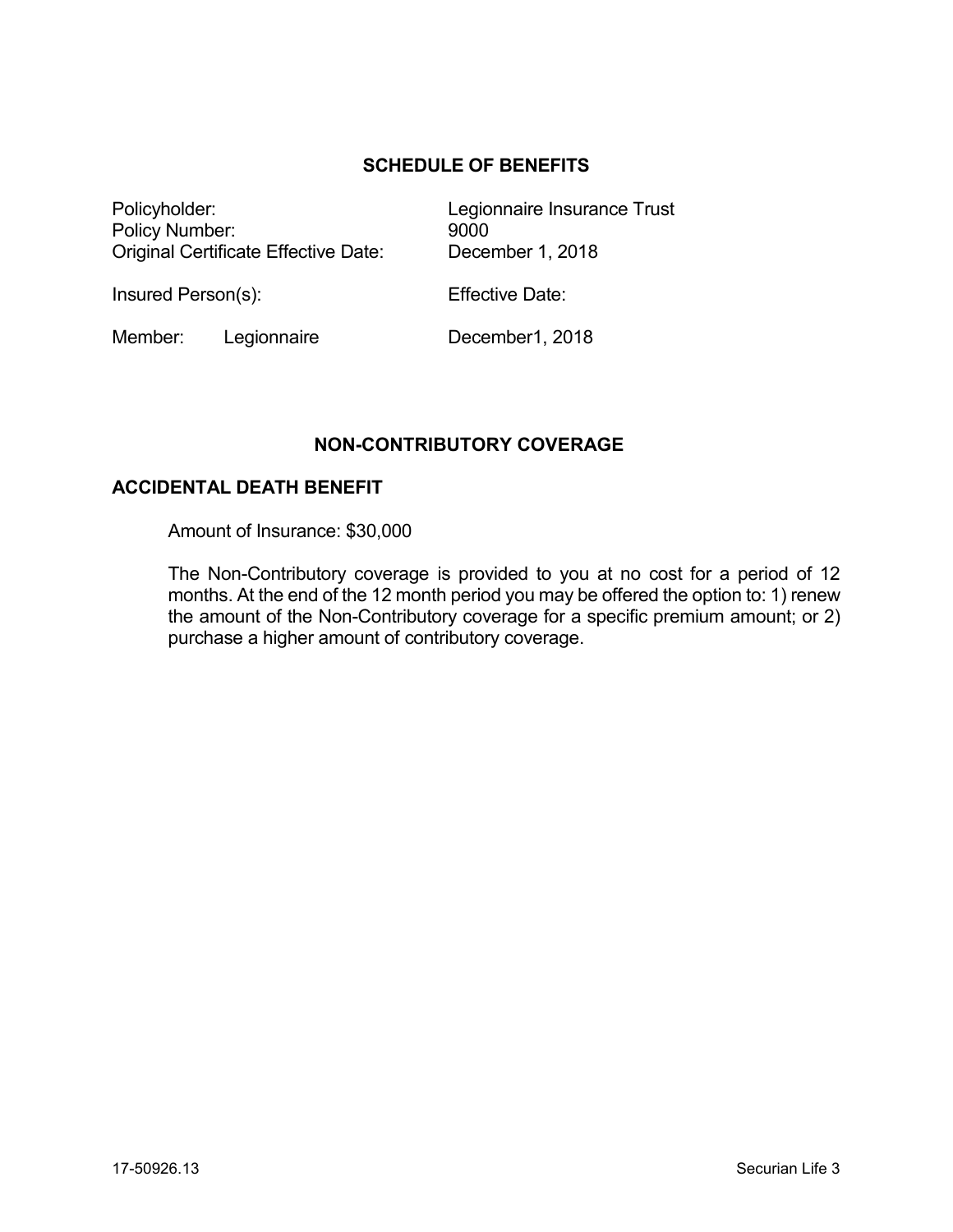## SCHEDULE OF BENEFITS

| | |
|---|---|
| Policyholder: | Legionnaire Insurance Trust |
| Policy Number: | 9000 |
| Original Certificate Effective Date: | December 1, 2018 |

| Insured Person(s): | | Effective Date: |
|---|---|---|
| Member: | Legionnaire | December1, 2018 |

## NON-CONTRIBUTORY COVERAGE

### ACCIDENTAL DEATH BENEFIT

Amount of Insurance: $30,000

The Non-Contributory coverage is provided to you at no cost for a period of 12 months. At the end of the 12 month period you may be offered the option to: 1) renew the amount of the Non-Contributory coverage for a specific premium amount; or 2) purchase a higher amount of contributory coverage.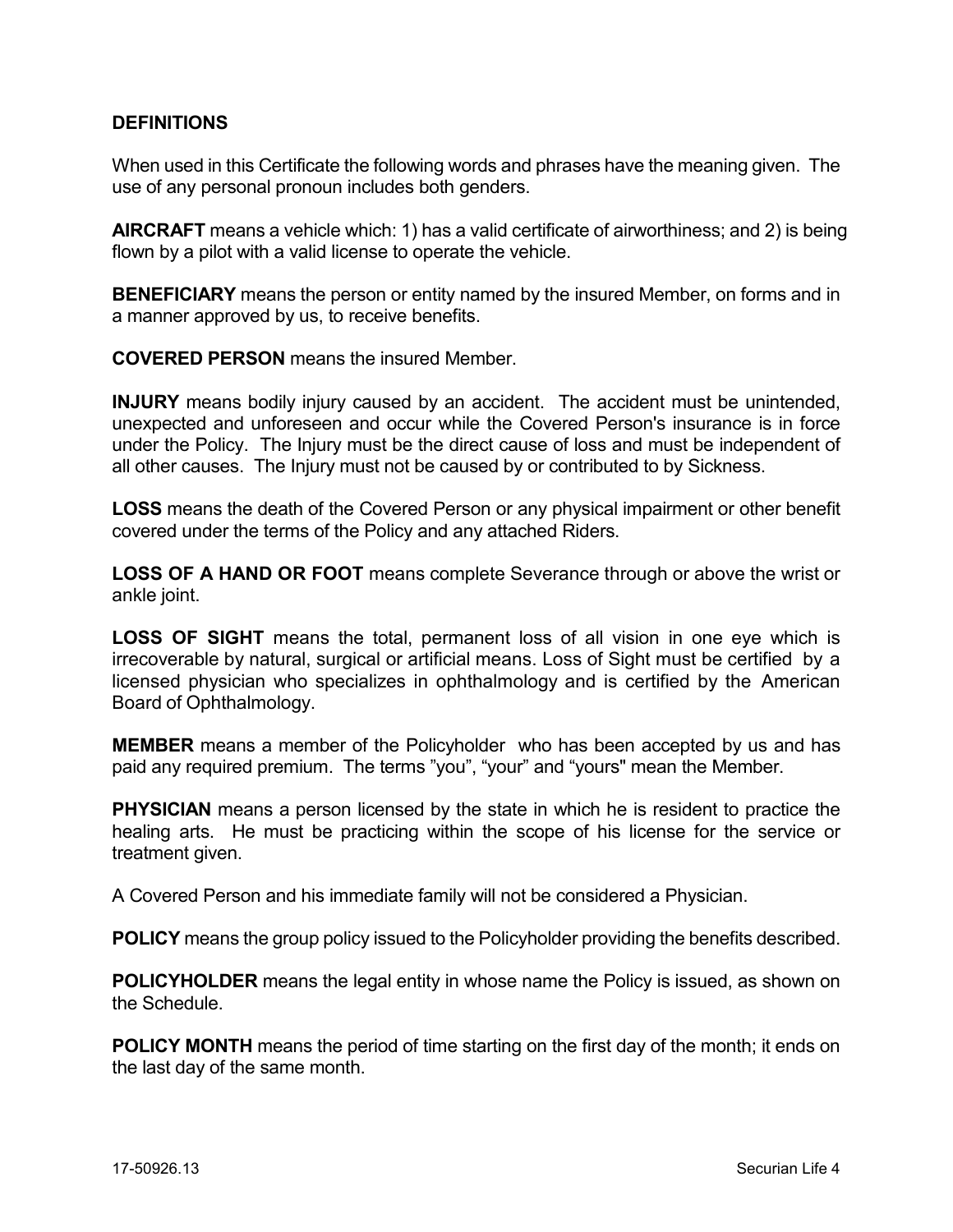## DEFINITIONS

When used in this Certificate the following words and phrases have the meaning given. The use of any personal pronoun includes both genders.

**AIRCRAFT** means a vehicle which: 1) has a valid certificate of airworthiness; and 2) is being flown by a pilot with a valid license to operate the vehicle.

**BENEFICIARY** means the person or entity named by the insured Member, on forms and in a manner approved by us, to receive benefits.

**COVERED PERSON** means the insured Member.

**INJURY** means bodily injury caused by an accident. The accident must be unintended, unexpected and unforeseen and occur while the Covered Person's insurance is in force under the Policy. The Injury must be the direct cause of loss and must be independent of all other causes. The Injury must not be caused by or contributed to by Sickness.

**LOSS** means the death of the Covered Person or any physical impairment or other benefit covered under the terms of the Policy and any attached Riders.

**LOSS OF A HAND OR FOOT** means complete Severance through or above the wrist or ankle joint.

**LOSS OF SIGHT** means the total, permanent loss of all vision in one eye which is irrecoverable by natural, surgical or artificial means. Loss of Sight must be certified by a licensed physician who specializes in ophthalmology and is certified by the American Board of Ophthalmology.

**MEMBER** means a member of the Policyholder who has been accepted by us and has paid any required premium. The terms "you", "your" and "yours" mean the Member.

**PHYSICIAN** means a person licensed by the state in which he is resident to practice the healing arts. He must be practicing within the scope of his license for the service or treatment given.

A Covered Person and his immediate family will not be considered a Physician.

**POLICY** means the group policy issued to the Policyholder providing the benefits described.

**POLICYHOLDER** means the legal entity in whose name the Policy is issued, as shown on the Schedule.

**POLICY MONTH** means the period of time starting on the first day of the month; it ends on the last day of the same month.

17-50926.13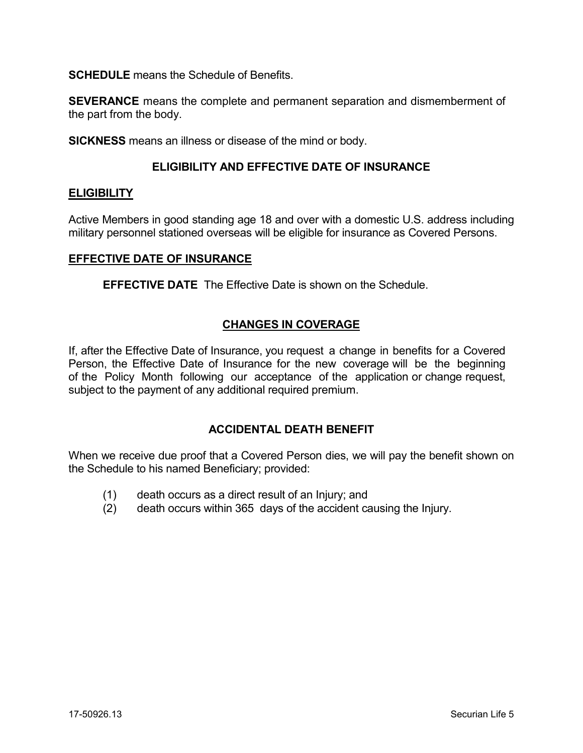**SCHEDULE** means the Schedule of Benefits.

**SEVERANCE** means the complete and permanent separation and dismemberment of the part from the body.

**SICKNESS** means an illness or disease of the mind or body.

## ELIGIBILITY AND EFFECTIVE DATE OF INSURANCE

### ELIGIBILITY

Active Members in good standing age 18 and over with a domestic U.S. address including military personnel stationed overseas will be eligible for insurance as Covered Persons.

### EFFECTIVE DATE OF INSURANCE

**EFFECTIVE DATE** The Effective Date is shown on the Schedule.

## CHANGES IN COVERAGE

If, after the Effective Date of Insurance, you request a change in benefits for a Covered Person, the Effective Date of Insurance for the new coverage will be the beginning of the Policy Month following our acceptance of the application or change request, subject to the payment of any additional required premium.

## ACCIDENTAL DEATH BENEFIT

When we receive due proof that a Covered Person dies, we will pay the benefit shown on the Schedule to his named Beneficiary; provided:

(1) death occurs as a direct result of an Injury; and
(2) death occurs within 365 days of the accident causing the Injury.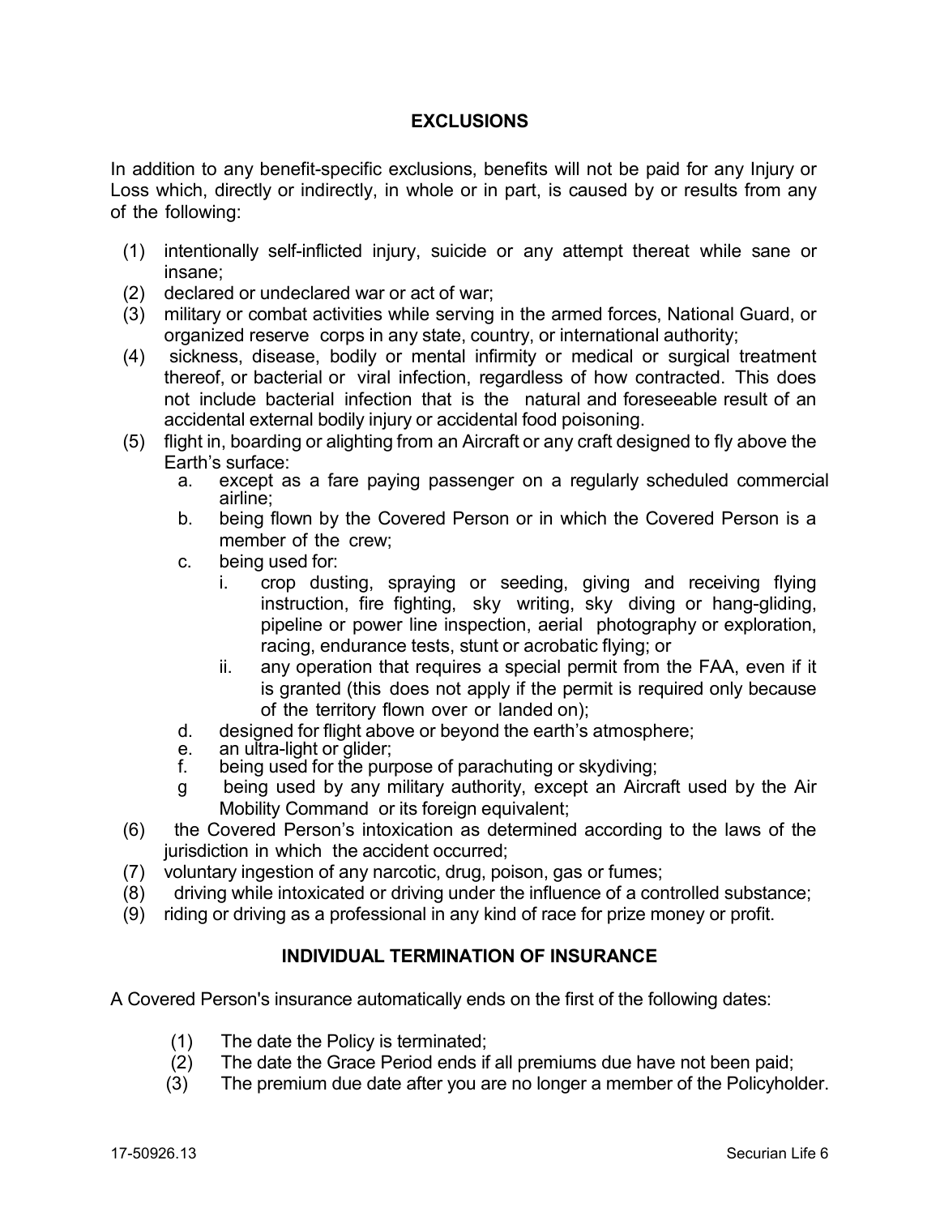## EXCLUSIONS

In addition to any benefit-specific exclusions, benefits will not be paid for any Injury or Loss which, directly or indirectly, in whole or in part, is caused by or results from any of the following:

(1) intentionally self-inflicted injury, suicide or any attempt thereat while sane or insane;
(2) declared or undeclared war or act of war;
(3) military or combat activities while serving in the armed forces, National Guard, or organized reserve corps in any state, country, or international authority;
(4) sickness, disease, bodily or mental infirmity or medical or surgical treatment thereof, or bacterial or viral infection, regardless of how contracted. This does not include bacterial infection that is the natural and foreseeable result of an accidental external bodily injury or accidental food poisoning.
(5) flight in, boarding or alighting from an Aircraft or any craft designed to fly above the Earth's surface:
    a. except as a fare paying passenger on a regularly scheduled commercial airline;
    b. being flown by the Covered Person or in which the Covered Person is a member of the crew;
    c. being used for:
        i. crop dusting, spraying or seeding, giving and receiving flying instruction, fire fighting, sky writing, sky diving or hang-gliding, pipeline or power line inspection, aerial photography or exploration, racing, endurance tests, stunt or acrobatic flying; or
        ii. any operation that requires a special permit from the FAA, even if it is granted (this does not apply if the permit is required only because of the territory flown over or landed on);
    d. designed for flight above or beyond the earth's atmosphere;
    e. an ultra-light or glider;
    f. being used for the purpose of parachuting or skydiving;
    g being used by any military authority, except an Aircraft used by the Air Mobility Command or its foreign equivalent;
(6) the Covered Person's intoxication as determined according to the laws of the jurisdiction in which the accident occurred;
(7) voluntary ingestion of any narcotic, drug, poison, gas or fumes;
(8) driving while intoxicated or driving under the influence of a controlled substance;
(9) riding or driving as a professional in any kind of race for prize money or profit.

## INDIVIDUAL TERMINATION OF INSURANCE

A Covered Person's insurance automatically ends on the first of the following dates:

(1) The date the Policy is terminated;
(2) The date the Grace Period ends if all premiums due have not been paid;
(3) The premium due date after you are no longer a member of the Policyholder.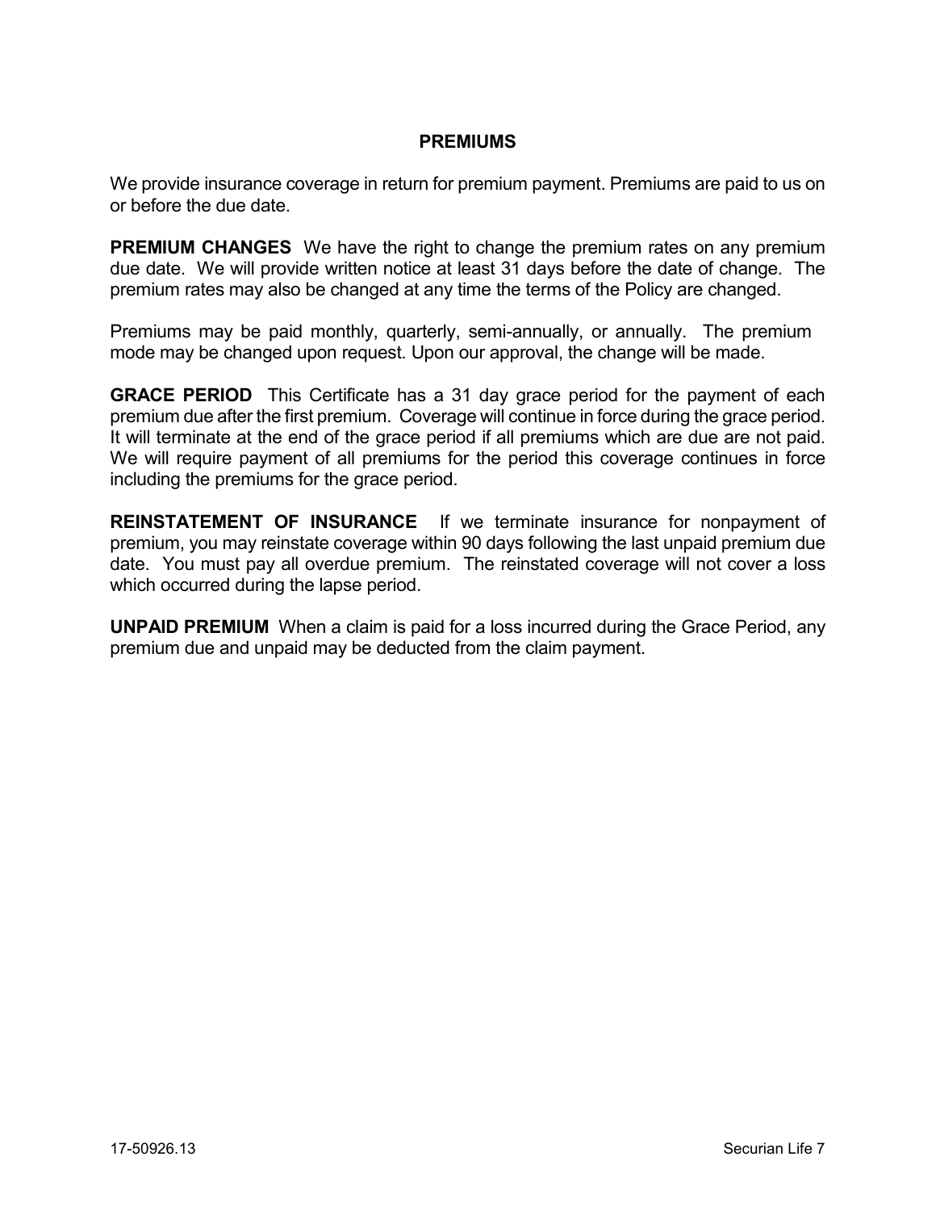## PREMIUMS

We provide insurance coverage in return for premium payment. Premiums are paid to us on or before the due date.

**PREMIUM CHANGES** We have the right to change the premium rates on any premium due date. We will provide written notice at least 31 days before the date of change. The premium rates may also be changed at any time the terms of the Policy are changed.

Premiums may be paid monthly, quarterly, semi-annually, or annually. The premium mode may be changed upon request. Upon our approval, the change will be made.

**GRACE PERIOD** This Certificate has a 31 day grace period for the payment of each premium due after the first premium. Coverage will continue in force during the grace period. It will terminate at the end of the grace period if all premiums which are due are not paid. We will require payment of all premiums for the period this coverage continues in force including the premiums for the grace period.

**REINSTATEMENT OF INSURANCE** If we terminate insurance for nonpayment of premium, you may reinstate coverage within 90 days following the last unpaid premium due date. You must pay all overdue premium. The reinstated coverage will not cover a loss which occurred during the lapse period.

**UNPAID PREMIUM** When a claim is paid for a loss incurred during the Grace Period, any premium due and unpaid may be deducted from the claim payment.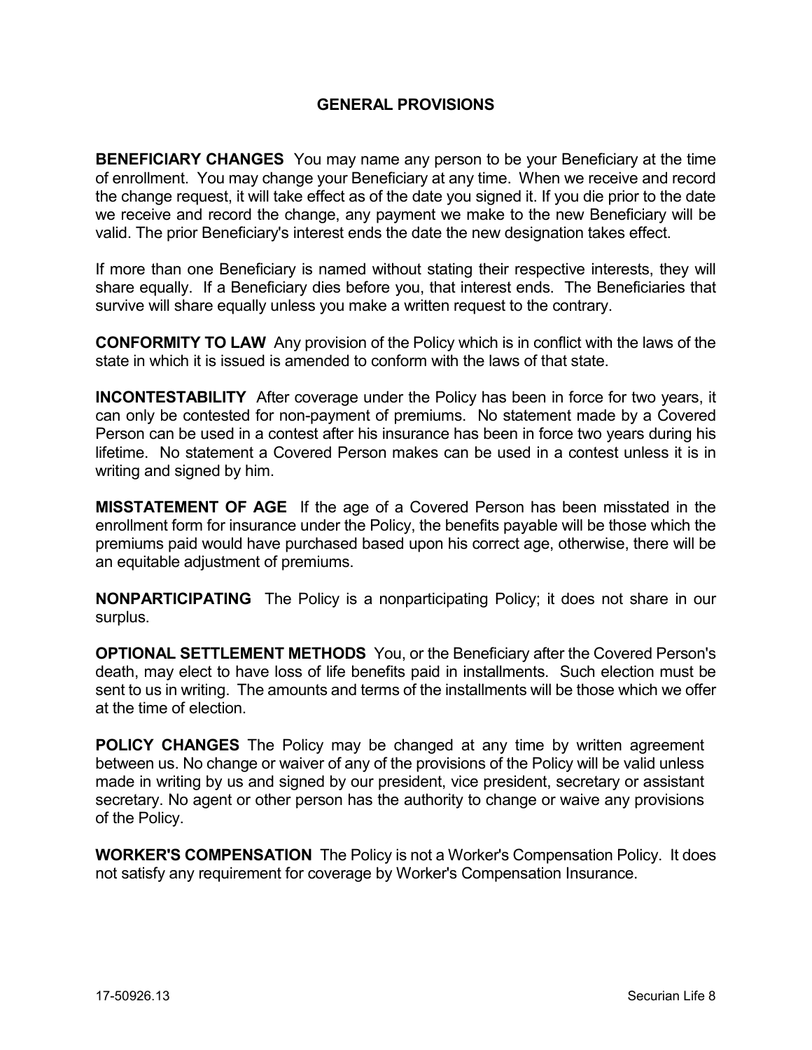## GENERAL PROVISIONS

**BENEFICIARY CHANGES** You may name any person to be your Beneficiary at the time of enrollment. You may change your Beneficiary at any time. When we receive and record the change request, it will take effect as of the date you signed it. If you die prior to the date we receive and record the change, any payment we make to the new Beneficiary will be valid. The prior Beneficiary's interest ends the date the new designation takes effect.

If more than one Beneficiary is named without stating their respective interests, they will share equally. If a Beneficiary dies before you, that interest ends. The Beneficiaries that survive will share equally unless you make a written request to the contrary.

**CONFORMITY TO LAW** Any provision of the Policy which is in conflict with the laws of the state in which it is issued is amended to conform with the laws of that state.

**INCONTESTABILITY** After coverage under the Policy has been in force for two years, it can only be contested for non-payment of premiums. No statement made by a Covered Person can be used in a contest after his insurance has been in force two years during his lifetime. No statement a Covered Person makes can be used in a contest unless it is in writing and signed by him.

**MISSTATEMENT OF AGE** If the age of a Covered Person has been misstated in the enrollment form for insurance under the Policy, the benefits payable will be those which the premiums paid would have purchased based upon his correct age, otherwise, there will be an equitable adjustment of premiums.

**NONPARTICIPATING** The Policy is a nonparticipating Policy; it does not share in our surplus.

**OPTIONAL SETTLEMENT METHODS** You, or the Beneficiary after the Covered Person's death, may elect to have loss of life benefits paid in installments. Such election must be sent to us in writing. The amounts and terms of the installments will be those which we offer at the time of election.

**POLICY CHANGES** The Policy may be changed at any time by written agreement between us. No change or waiver of any of the provisions of the Policy will be valid unless made in writing by us and signed by our president, vice president, secretary or assistant secretary. No agent or other person has the authority to change or waive any provisions of the Policy.

**WORKER'S COMPENSATION** The Policy is not a Worker's Compensation Policy. It does not satisfy any requirement for coverage by Worker's Compensation Insurance.

17-50926.13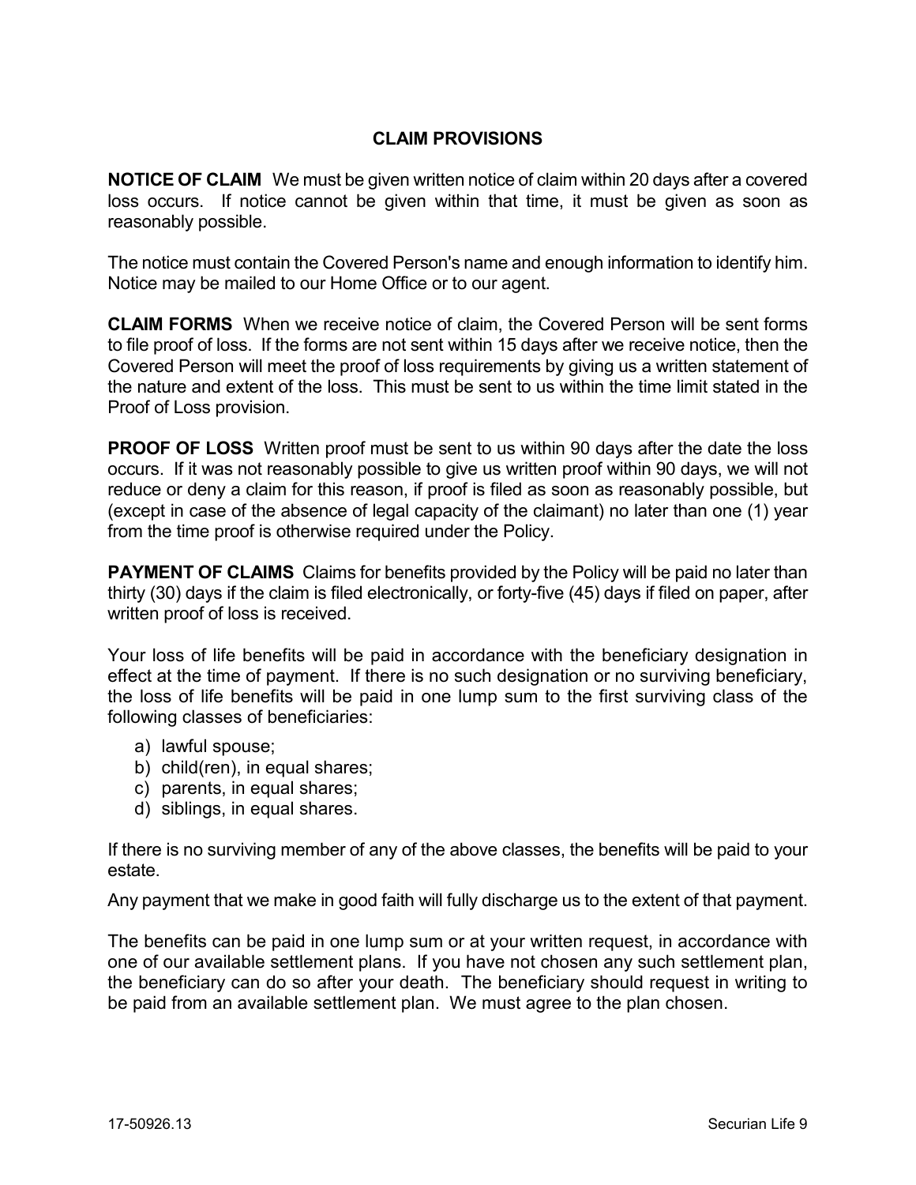## CLAIM PROVISIONS

**NOTICE OF CLAIM** We must be given written notice of claim within 20 days after a covered loss occurs. If notice cannot be given within that time, it must be given as soon as reasonably possible.

The notice must contain the Covered Person's name and enough information to identify him. Notice may be mailed to our Home Office or to our agent.

**CLAIM FORMS** When we receive notice of claim, the Covered Person will be sent forms to file proof of loss. If the forms are not sent within 15 days after we receive notice, then the Covered Person will meet the proof of loss requirements by giving us a written statement of the nature and extent of the loss. This must be sent to us within the time limit stated in the Proof of Loss provision.

**PROOF OF LOSS** Written proof must be sent to us within 90 days after the date the loss occurs. If it was not reasonably possible to give us written proof within 90 days, we will not reduce or deny a claim for this reason, if proof is filed as soon as reasonably possible, but (except in case of the absence of legal capacity of the claimant) no later than one (1) year from the time proof is otherwise required under the Policy.

**PAYMENT OF CLAIMS** Claims for benefits provided by the Policy will be paid no later than thirty (30) days if the claim is filed electronically, or forty-five (45) days if filed on paper, after written proof of loss is received.

Your loss of life benefits will be paid in accordance with the beneficiary designation in effect at the time of payment. If there is no such designation or no surviving beneficiary, the loss of life benefits will be paid in one lump sum to the first surviving class of the following classes of beneficiaries:

a) lawful spouse;
b) child(ren), in equal shares;
c) parents, in equal shares;
d) siblings, in equal shares.

If there is no surviving member of any of the above classes, the benefits will be paid to your estate.

Any payment that we make in good faith will fully discharge us to the extent of that payment.

The benefits can be paid in one lump sum or at your written request, in accordance with one of our available settlement plans. If you have not chosen any such settlement plan, the beneficiary can do so after your death. The beneficiary should request in writing to be paid from an available settlement plan. We must agree to the plan chosen.

17-50926.13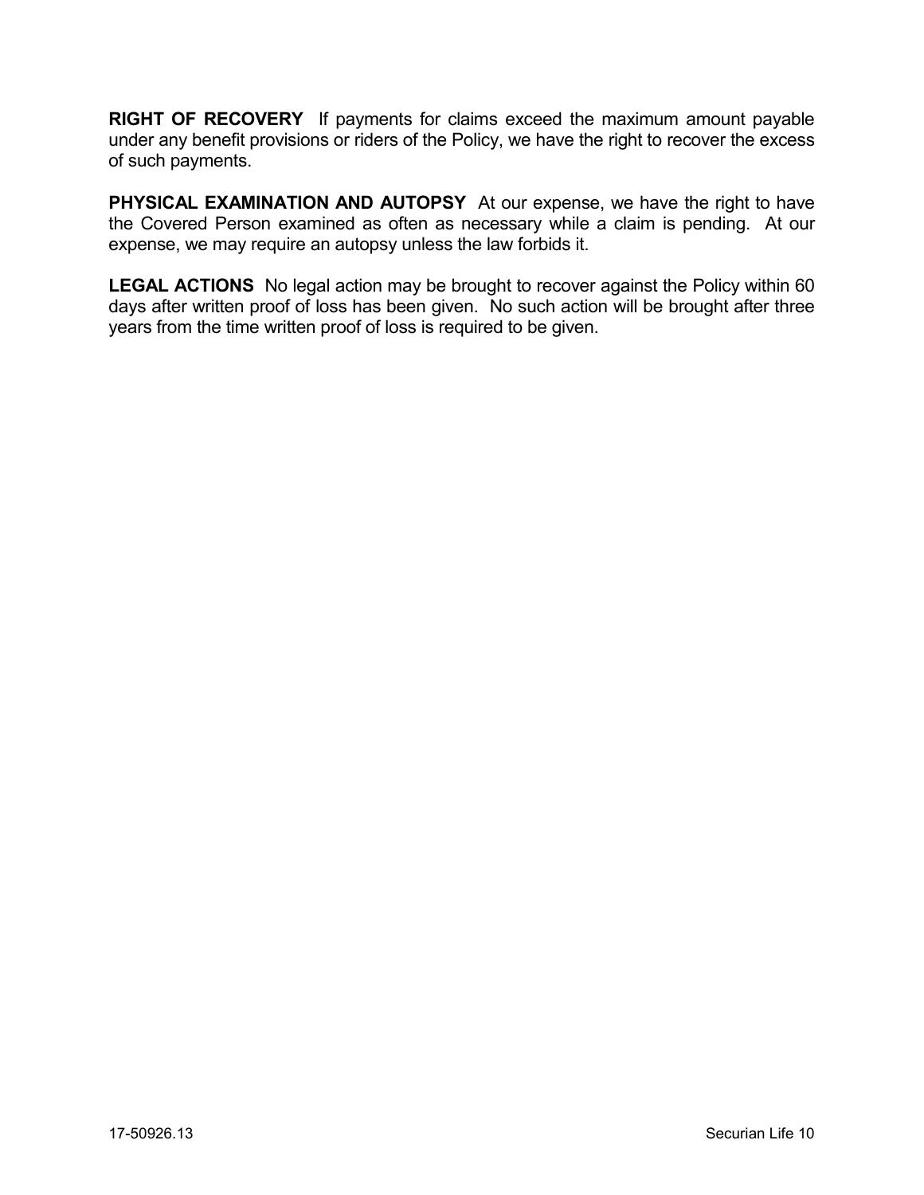**RIGHT OF RECOVERY** If payments for claims exceed the maximum amount payable under any benefit provisions or riders of the Policy, we have the right to recover the excess of such payments.

**PHYSICAL EXAMINATION AND AUTOPSY** At our expense, we have the right to have the Covered Person examined as often as necessary while a claim is pending. At our expense, we may require an autopsy unless the law forbids it.

**LEGAL ACTIONS** No legal action may be brought to recover against the Policy within 60 days after written proof of loss has been given. No such action will be brought after three years from the time written proof of loss is required to be given.